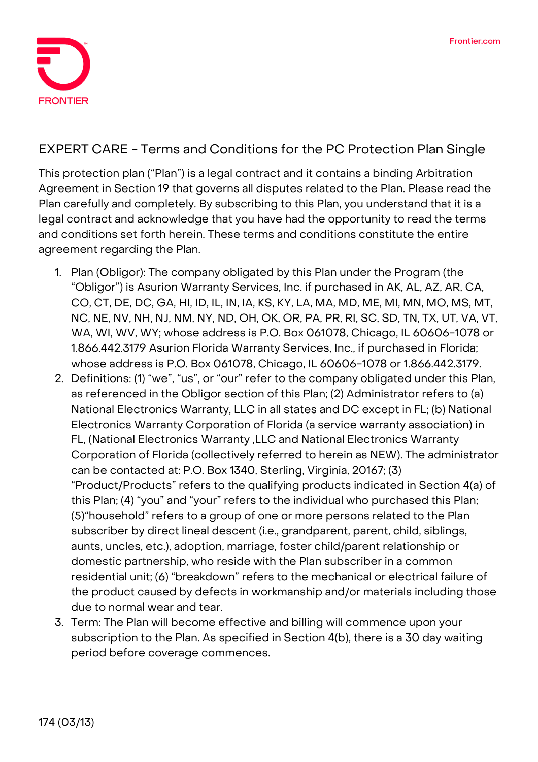# EXPERT CARE - Terms and Conditions for the PC Protection Plan Single

This protection plan ("Plan") is a legal contract and it contains a binding Arbitration Agreement in Section 19 that governs all disputes related to the Plan. Please read the Plan carefully and completely. By subscribing to this Plan, you understand that it is a legal contract and acknowledge that you have had the opportunity to read the terms and conditions set forth herein. These terms and conditions constitute the entire agreement regarding the Plan.

1. Plan (Obligor): The company obligated by this Plan under the Program (the "Obligor") is Asurion Warranty Services, Inc. if purchased in AK, AL, AZ, AR, CA, CO, CT, DE, DC, GA, HI, ID, IL, IN, IA, KS, KY, LA, MA, MD, ME, MI, MN, MO, MS, MT, NC, NE, NV, NH, NJ, NM, NY, ND, OH, OK, OR, PA, PR, RI, SC, SD, TN, TX, UT, VA, VT, WA, WI, WV, WY; whose address is P.O. Box 061078, Chicago, IL 60606-1078 or 1.866.442.3179 Asurion Florida Warranty Services, Inc., if purchased in Florida; whose address is P.O. Box 061078, Chicago, IL 60606-1078 or 1.866.442.3179.
2. Definitions: (1) "we", "us", or "our" refer to the company obligated under this Plan, as referenced in the Obligor section of this Plan; (2) Administrator refers to (a) National Electronics Warranty, LLC in all states and DC except in FL; (b) National Electronics Warranty Corporation of Florida (a service warranty association) in FL, (National Electronics Warranty ,LLC and National Electronics Warranty Corporation of Florida (collectively referred to herein as NEW). The administrator can be contacted at: P.O. Box 1340, Sterling, Virginia, 20167; (3) "Product/Products" refers to the qualifying products indicated in Section 4(a) of this Plan; (4) "you" and "your" refers to the individual who purchased this Plan; (5)"household" refers to a group of one or more persons related to the Plan subscriber by direct lineal descent (i.e., grandparent, parent, child, siblings, aunts, uncles, etc.), adoption, marriage, foster child/parent relationship or domestic partnership, who reside with the Plan subscriber in a common residential unit; (6) "breakdown" refers to the mechanical or electrical failure of the product caused by defects in workmanship and/or materials including those due to normal wear and tear.
3. Term: The Plan will become effective and billing will commence upon your subscription to the Plan. As specified in Section 4(b), there is a 30 day waiting period before coverage commences.

174 (03/13)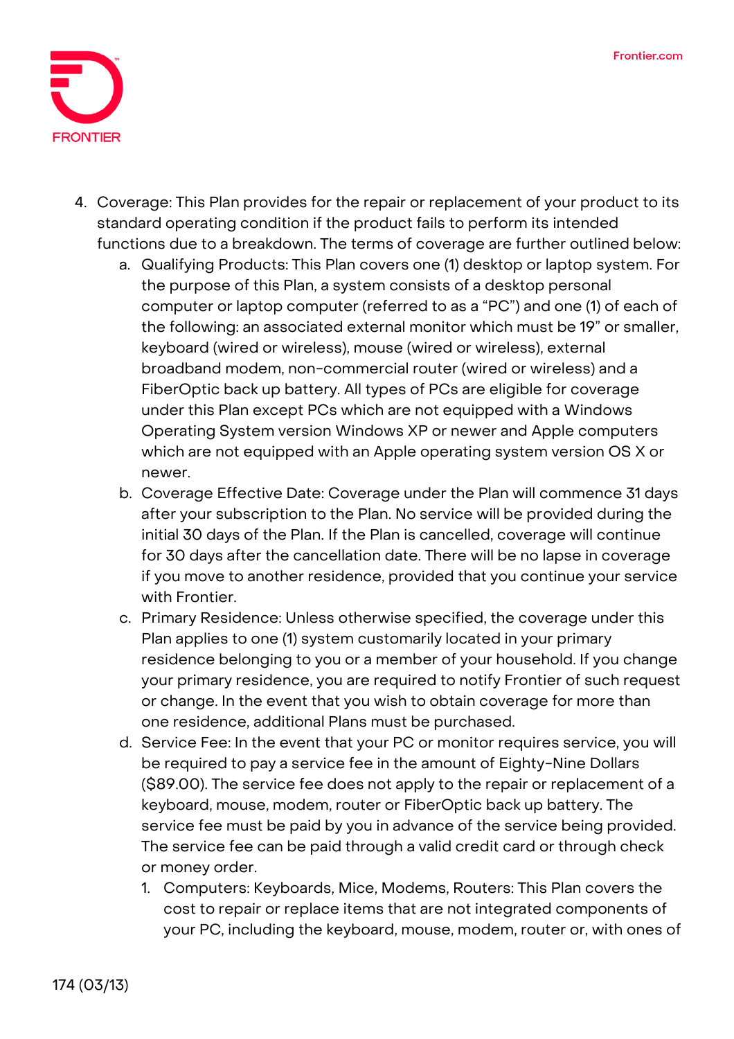4. Coverage: This Plan provides for the repair or replacement of your product to its standard operating condition if the product fails to perform its intended functions due to a breakdown. The terms of coverage are further outlined below:
    a. Qualifying Products: This Plan covers one (1) desktop or laptop system. For the purpose of this Plan, a system consists of a desktop personal computer or laptop computer (referred to as a "PC") and one (1) of each of the following: an associated external monitor which must be 19" or smaller, keyboard (wired or wireless), mouse (wired or wireless), external broadband modem, non-commercial router (wired or wireless) and a FiberOptic back up battery. All types of PCs are eligible for coverage under this Plan except PCs which are not equipped with a Windows Operating System version Windows XP or newer and Apple computers which are not equipped with an Apple operating system version OS X or newer.
    b. Coverage Effective Date: Coverage under the Plan will commence 31 days after your subscription to the Plan. No service will be provided during the initial 30 days of the Plan. If the Plan is cancelled, coverage will continue for 30 days after the cancellation date. There will be no lapse in coverage if you move to another residence, provided that you continue your service with Frontier.
    c. Primary Residence: Unless otherwise specified, the coverage under this Plan applies to one (1) system customarily located in your primary residence belonging to you or a member of your household. If you change your primary residence, you are required to notify Frontier of such request or change. In the event that you wish to obtain coverage for more than one residence, additional Plans must be purchased.
    d. Service Fee: In the event that your PC or monitor requires service, you will be required to pay a service fee in the amount of Eighty-Nine Dollars ($89.00). The service fee does not apply to the repair or replacement of a keyboard, mouse, modem, router or FiberOptic back up battery. The service fee must be paid by you in advance of the service being provided. The service fee can be paid through a valid credit card or through check or money order.
        1. Computers: Keyboards, Mice, Modems, Routers: This Plan covers the cost to repair or replace items that are not integrated components of your PC, including the keyboard, mouse, modem, router or, with ones of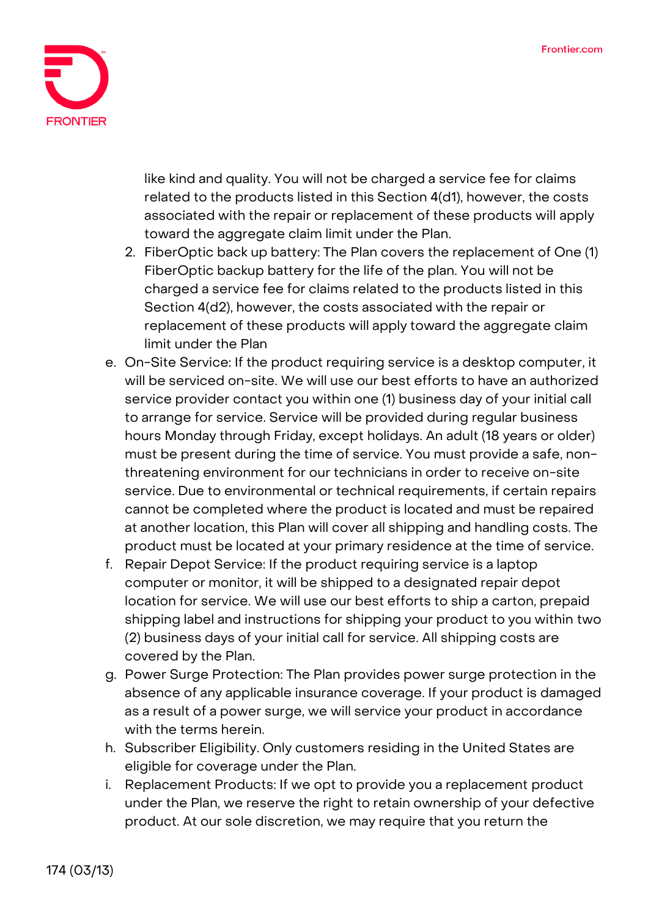like kind and quality. You will not be charged a service fee for claims related to the products listed in this Section 4(d1), however, the costs associated with the repair or replacement of these products will apply toward the aggregate claim limit under the Plan.

   2. FiberOptic back up battery: The Plan covers the replacement of One (1) FiberOptic backup battery for the life of the plan. You will not be charged a service fee for claims related to the products listed in this Section 4(d2), however, the costs associated with the repair or replacement of these products will apply toward the aggregate claim limit under the Plan

e. On-Site Service: If the product requiring service is a desktop computer, it will be serviced on-site. We will use our best efforts to have an authorized service provider contact you within one (1) business day of your initial call to arrange for service. Service will be provided during regular business hours Monday through Friday, except holidays. An adult (18 years or older) must be present during the time of service. You must provide a safe, non-threatening environment for our technicians in order to receive on-site service. Due to environmental or technical requirements, if certain repairs cannot be completed where the product is located and must be repaired at another location, this Plan will cover all shipping and handling costs. The product must be located at your primary residence at the time of service.

f. Repair Depot Service: If the product requiring service is a laptop computer or monitor, it will be shipped to a designated repair depot location for service. We will use our best efforts to ship a carton, prepaid shipping label and instructions for shipping your product to you within two (2) business days of your initial call for service. All shipping costs are covered by the Plan.

g. Power Surge Protection: The Plan provides power surge protection in the absence of any applicable insurance coverage. If your product is damaged as a result of a power surge, we will service your product in accordance with the terms herein.

h. Subscriber Eligibility. Only customers residing in the United States are eligible for coverage under the Plan.

i. Replacement Products: If we opt to provide you a replacement product under the Plan, we reserve the right to retain ownership of your defective product. At our sole discretion, we may require that you return the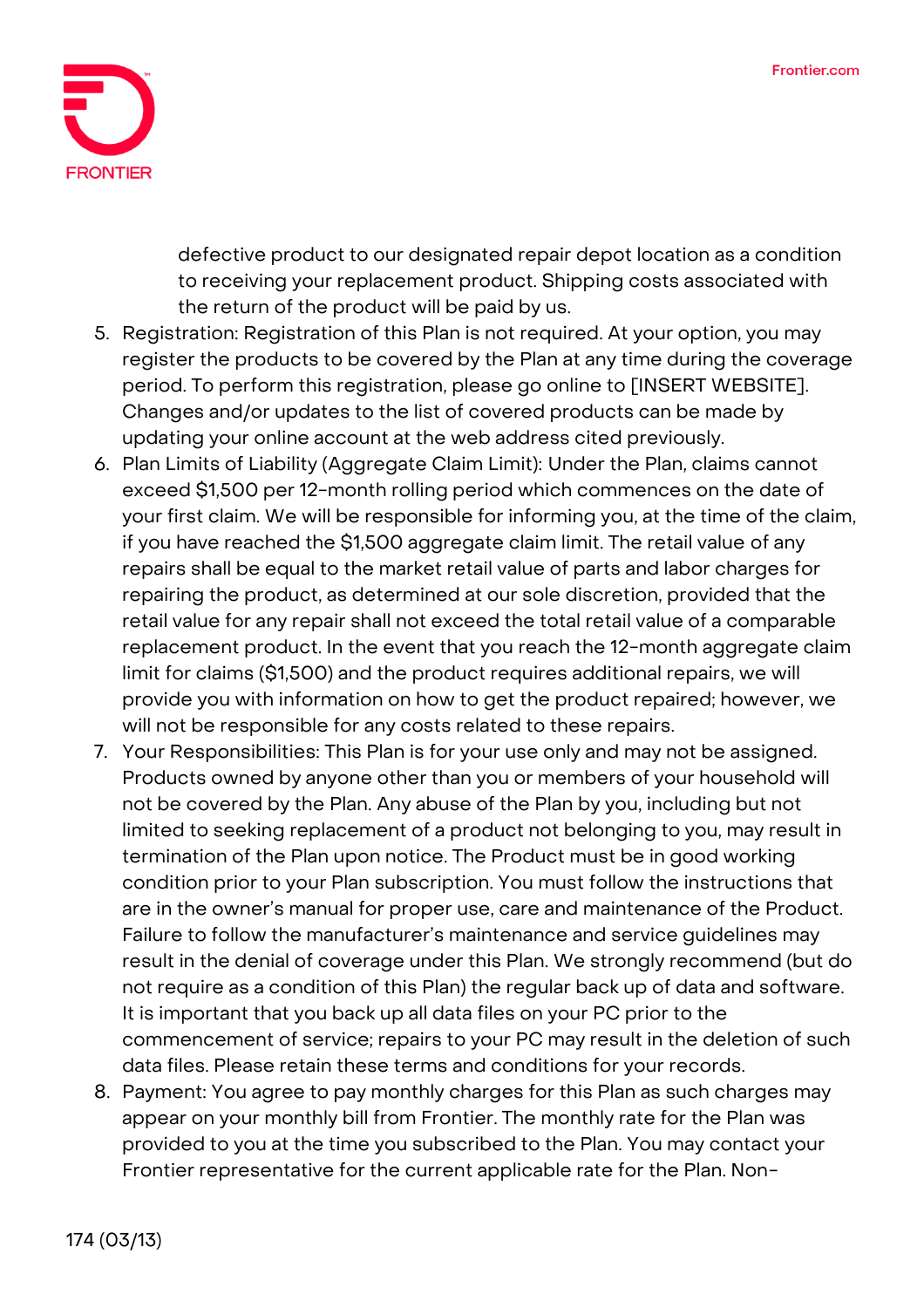defective product to our designated repair depot location as a condition to receiving your replacement product. Shipping costs associated with the return of the product will be paid by us.

5. Registration: Registration of this Plan is not required. At your option, you may register the products to be covered by the Plan at any time during the coverage period. To perform this registration, please go online to [INSERT WEBSITE]. Changes and/or updates to the list of covered products can be made by updating your online account at the web address cited previously.
6. Plan Limits of Liability (Aggregate Claim Limit): Under the Plan, claims cannot exceed $1,500 per 12-month rolling period which commences on the date of your first claim. We will be responsible for informing you, at the time of the claim, if you have reached the $1,500 aggregate claim limit. The retail value of any repairs shall be equal to the market retail value of parts and labor charges for repairing the product, as determined at our sole discretion, provided that the retail value for any repair shall not exceed the total retail value of a comparable replacement product. In the event that you reach the 12-month aggregate claim limit for claims ($1,500) and the product requires additional repairs, we will provide you with information on how to get the product repaired; however, we will not be responsible for any costs related to these repairs.
7. Your Responsibilities: This Plan is for your use only and may not be assigned. Products owned by anyone other than you or members of your household will not be covered by the Plan. Any abuse of the Plan by you, including but not limited to seeking replacement of a product not belonging to you, may result in termination of the Plan upon notice. The Product must be in good working condition prior to your Plan subscription. You must follow the instructions that are in the owner's manual for proper use, care and maintenance of the Product. Failure to follow the manufacturer's maintenance and service guidelines may result in the denial of coverage under this Plan. We strongly recommend (but do not require as a condition of this Plan) the regular back up of data and software. It is important that you back up all data files on your PC prior to the commencement of service; repairs to your PC may result in the deletion of such data files. Please retain these terms and conditions for your records.
8. Payment: You agree to pay monthly charges for this Plan as such charges may appear on your monthly bill from Frontier. The monthly rate for the Plan was provided to you at the time you subscribed to the Plan. You may contact your Frontier representative for the current applicable rate for the Plan. Non-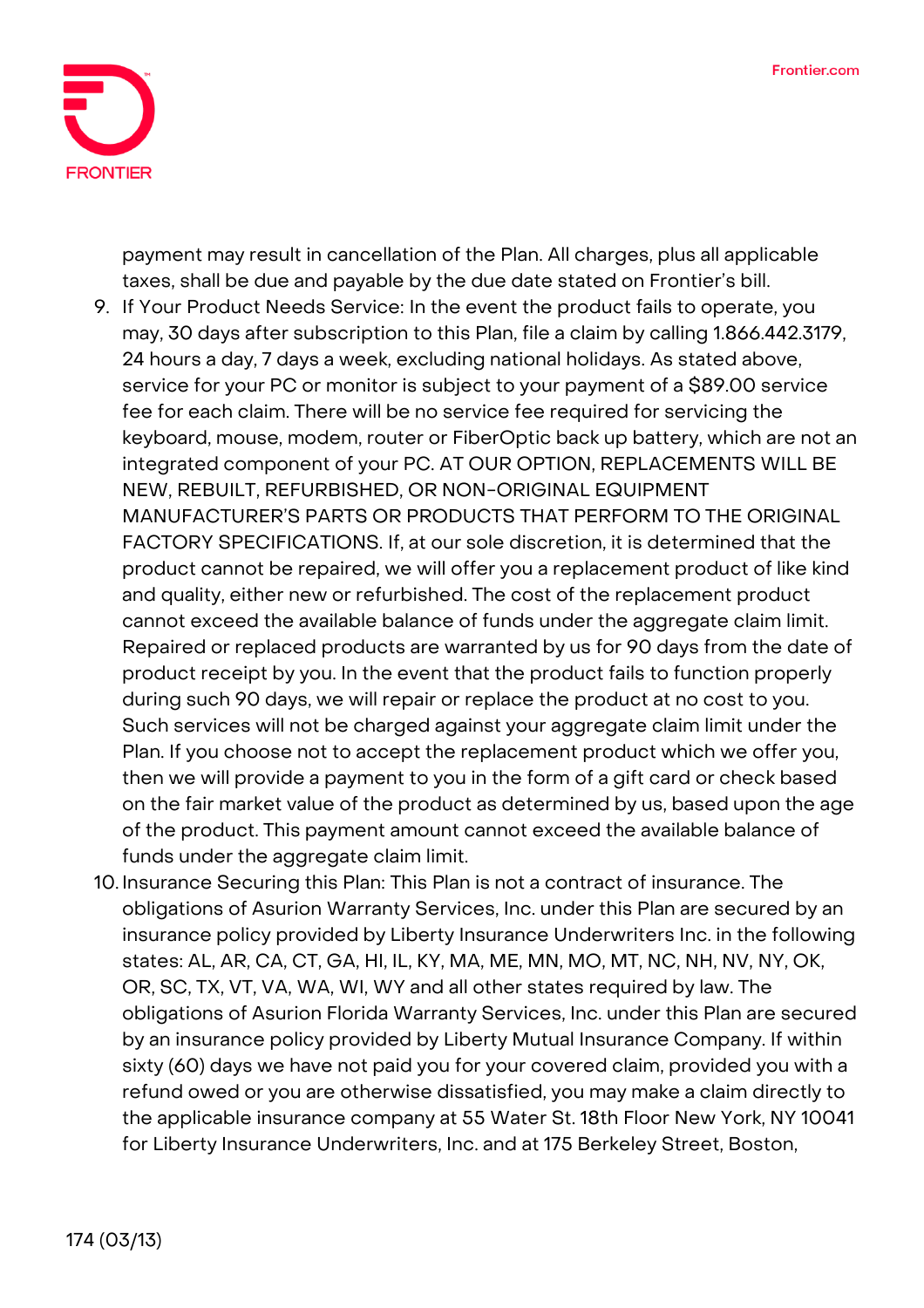payment may result in cancellation of the Plan. All charges, plus all applicable taxes, shall be due and payable by the due date stated on Frontier's bill.

9. If Your Product Needs Service: In the event the product fails to operate, you may, 30 days after subscription to this Plan, file a claim by calling 1.866.442.3179, 24 hours a day, 7 days a week, excluding national holidays. As stated above, service for your PC or monitor is subject to your payment of a $89.00 service fee for each claim. There will be no service fee required for servicing the keyboard, mouse, modem, router or FiberOptic back up battery, which are not an integrated component of your PC. AT OUR OPTION, REPLACEMENTS WILL BE NEW, REBUILT, REFURBISHED, OR NON-ORIGINAL EQUIPMENT MANUFACTURER'S PARTS OR PRODUCTS THAT PERFORM TO THE ORIGINAL FACTORY SPECIFICATIONS. If, at our sole discretion, it is determined that the product cannot be repaired, we will offer you a replacement product of like kind and quality, either new or refurbished. The cost of the replacement product cannot exceed the available balance of funds under the aggregate claim limit. Repaired or replaced products are warranted by us for 90 days from the date of product receipt by you. In the event that the product fails to function properly during such 90 days, we will repair or replace the product at no cost to you. Such services will not be charged against your aggregate claim limit under the Plan. If you choose not to accept the replacement product which we offer you, then we will provide a payment to you in the form of a gift card or check based on the fair market value of the product as determined by us, based upon the age of the product. This payment amount cannot exceed the available balance of funds under the aggregate claim limit.
10. Insurance Securing this Plan: This Plan is not a contract of insurance. The obligations of Asurion Warranty Services, Inc. under this Plan are secured by an insurance policy provided by Liberty Insurance Underwriters Inc. in the following states: AL, AR, CA, CT, GA, HI, IL, KY, MA, ME, MN, MO, MT, NC, NH, NV, NY, OK, OR, SC, TX, VT, VA, WA, WI, WY and all other states required by law. The obligations of Asurion Florida Warranty Services, Inc. under this Plan are secured by an insurance policy provided by Liberty Mutual Insurance Company. If within sixty (60) days we have not paid you for your covered claim, provided you with a refund owed or you are otherwise dissatisfied, you may make a claim directly to the applicable insurance company at 55 Water St. 18th Floor New York, NY 10041 for Liberty Insurance Underwriters, Inc. and at 175 Berkeley Street, Boston,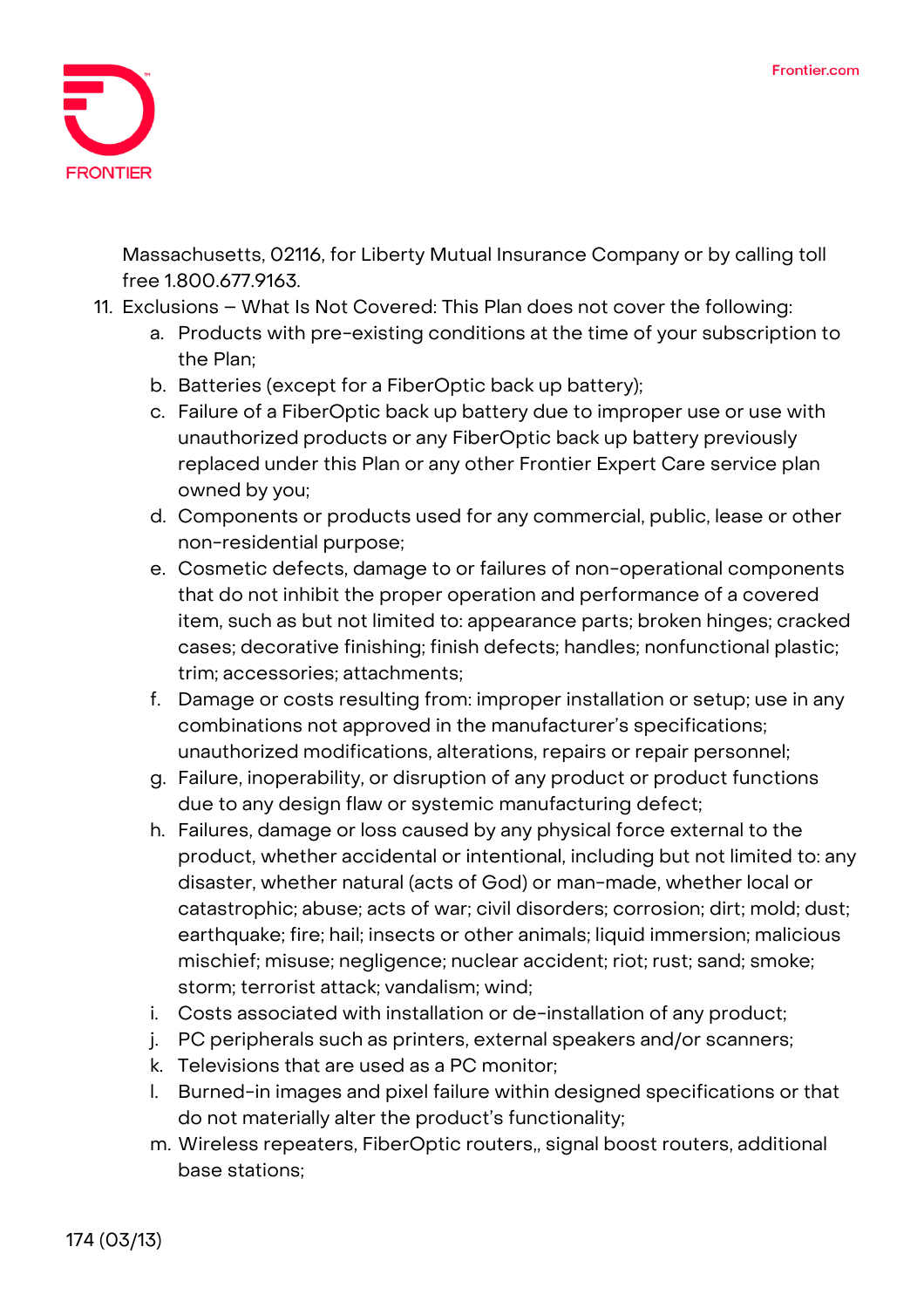Massachusetts, 02116, for Liberty Mutual Insurance Company or by calling toll free 1.800.677.9163.

11. Exclusions – What Is Not Covered: This Plan does not cover the following:
    a. Products with pre-existing conditions at the time of your subscription to the Plan;
    b. Batteries (except for a FiberOptic back up battery);
    c. Failure of a FiberOptic back up battery due to improper use or use with unauthorized products or any FiberOptic back up battery previously replaced under this Plan or any other Frontier Expert Care service plan owned by you;
    d. Components or products used for any commercial, public, lease or other non-residential purpose;
    e. Cosmetic defects, damage to or failures of non-operational components that do not inhibit the proper operation and performance of a covered item, such as but not limited to: appearance parts; broken hinges; cracked cases; decorative finishing; finish defects; handles; nonfunctional plastic; trim; accessories; attachments;
    f. Damage or costs resulting from: improper installation or setup; use in any combinations not approved in the manufacturer's specifications; unauthorized modifications, alterations, repairs or repair personnel;
    g. Failure, inoperability, or disruption of any product or product functions due to any design flaw or systemic manufacturing defect;
    h. Failures, damage or loss caused by any physical force external to the product, whether accidental or intentional, including but not limited to: any disaster, whether natural (acts of God) or man-made, whether local or catastrophic; abuse; acts of war; civil disorders; corrosion; dirt; mold; dust; earthquake; fire; hail; insects or other animals; liquid immersion; malicious mischief; misuse; negligence; nuclear accident; riot; rust; sand; smoke; storm; terrorist attack; vandalism; wind;
    i. Costs associated with installation or de-installation of any product;
    j. PC peripherals such as printers, external speakers and/or scanners;
    k. Televisions that are used as a PC monitor;
    l. Burned-in images and pixel failure within designed specifications or that do not materially alter the product's functionality;
    m. Wireless repeaters, FiberOptic routers,, signal boost routers, additional base stations;

174 (03/13)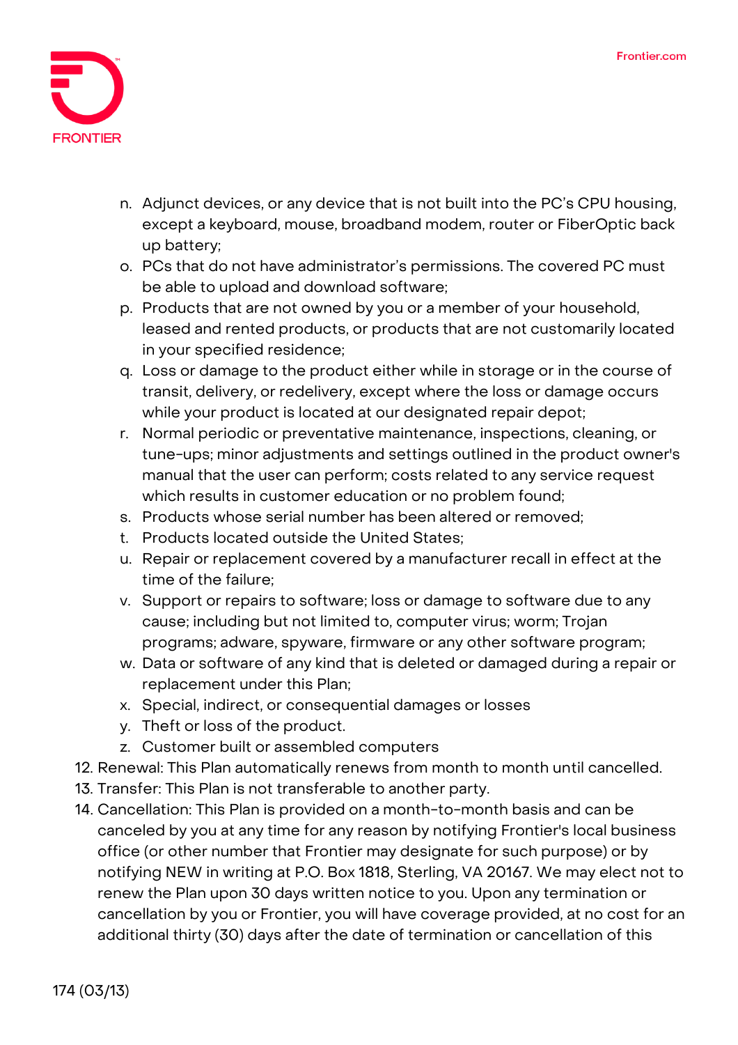n. Adjunct devices, or any device that is not built into the PC's CPU housing, except a keyboard, mouse, broadband modem, router or FiberOptic back up battery;
o. PCs that do not have administrator's permissions. The covered PC must be able to upload and download software;
p. Products that are not owned by you or a member of your household, leased and rented products, or products that are not customarily located in your specified residence;
q. Loss or damage to the product either while in storage or in the course of transit, delivery, or redelivery, except where the loss or damage occurs while your product is located at our designated repair depot;
r. Normal periodic or preventative maintenance, inspections, cleaning, or tune-ups; minor adjustments and settings outlined in the product owner's manual that the user can perform; costs related to any service request which results in customer education or no problem found;
s. Products whose serial number has been altered or removed;
t. Products located outside the United States;
u. Repair or replacement covered by a manufacturer recall in effect at the time of the failure;
v. Support or repairs to software; loss or damage to software due to any cause; including but not limited to, computer virus; worm; Trojan programs; adware, spyware, firmware or any other software program;
w. Data or software of any kind that is deleted or damaged during a repair or replacement under this Plan;
x. Special, indirect, or consequential damages or losses
y. Theft or loss of the product.
z. Customer built or assembled computers

12. Renewal: This Plan automatically renews from month to month until cancelled.
13. Transfer: This Plan is not transferable to another party.
14. Cancellation: This Plan is provided on a month-to-month basis and can be canceled by you at any time for any reason by notifying Frontier's local business office (or other number that Frontier may designate for such purpose) or by notifying NEW in writing at P.O. Box 1818, Sterling, VA 20167. We may elect not to renew the Plan upon 30 days written notice to you. Upon any termination or cancellation by you or Frontier, you will have coverage provided, at no cost for an additional thirty (30) days after the date of termination or cancellation of this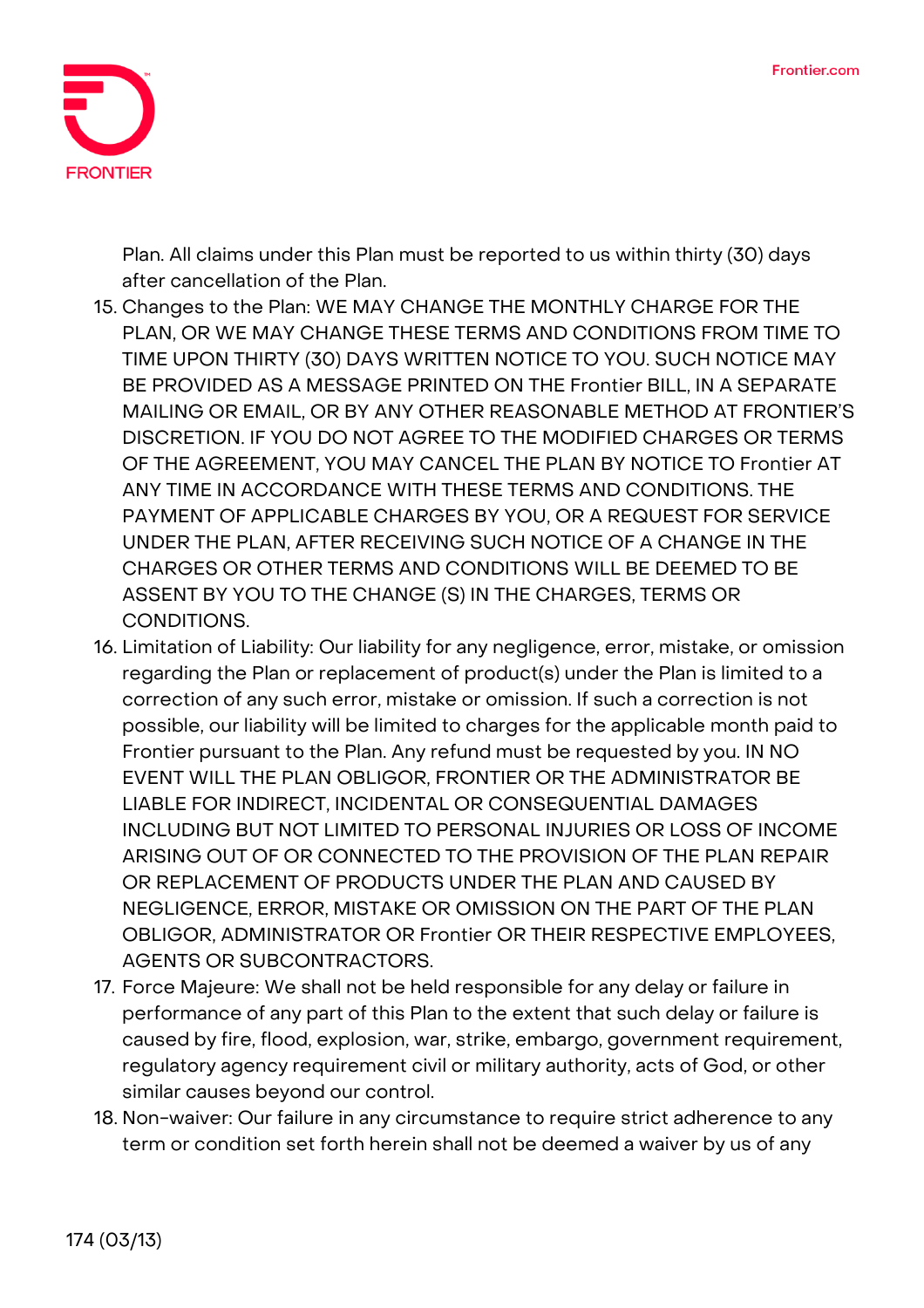Plan. All claims under this Plan must be reported to us within thirty (30) days after cancellation of the Plan.

15. Changes to the Plan: WE MAY CHANGE THE MONTHLY CHARGE FOR THE PLAN, OR WE MAY CHANGE THESE TERMS AND CONDITIONS FROM TIME TO TIME UPON THIRTY (30) DAYS WRITTEN NOTICE TO YOU. SUCH NOTICE MAY BE PROVIDED AS A MESSAGE PRINTED ON THE Frontier BILL, IN A SEPARATE MAILING OR EMAIL, OR BY ANY OTHER REASONABLE METHOD AT FRONTIER'S DISCRETION. IF YOU DO NOT AGREE TO THE MODIFIED CHARGES OR TERMS OF THE AGREEMENT, YOU MAY CANCEL THE PLAN BY NOTICE TO Frontier AT ANY TIME IN ACCORDANCE WITH THESE TERMS AND CONDITIONS. THE PAYMENT OF APPLICABLE CHARGES BY YOU, OR A REQUEST FOR SERVICE UNDER THE PLAN, AFTER RECEIVING SUCH NOTICE OF A CHANGE IN THE CHARGES OR OTHER TERMS AND CONDITIONS WILL BE DEEMED TO BE ASSENT BY YOU TO THE CHANGE (S) IN THE CHARGES, TERMS OR CONDITIONS.
16. Limitation of Liability: Our liability for any negligence, error, mistake, or omission regarding the Plan or replacement of product(s) under the Plan is limited to a correction of any such error, mistake or omission. If such a correction is not possible, our liability will be limited to charges for the applicable month paid to Frontier pursuant to the Plan. Any refund must be requested by you. IN NO EVENT WILL THE PLAN OBLIGOR, FRONTIER OR THE ADMINISTRATOR BE LIABLE FOR INDIRECT, INCIDENTAL OR CONSEQUENTIAL DAMAGES INCLUDING BUT NOT LIMITED TO PERSONAL INJURIES OR LOSS OF INCOME ARISING OUT OF OR CONNECTED TO THE PROVISION OF THE PLAN REPAIR OR REPLACEMENT OF PRODUCTS UNDER THE PLAN AND CAUSED BY NEGLIGENCE, ERROR, MISTAKE OR OMISSION ON THE PART OF THE PLAN OBLIGOR, ADMINISTRATOR OR Frontier OR THEIR RESPECTIVE EMPLOYEES, AGENTS OR SUBCONTRACTORS.
17. Force Majeure: We shall not be held responsible for any delay or failure in performance of any part of this Plan to the extent that such delay or failure is caused by fire, flood, explosion, war, strike, embargo, government requirement, regulatory agency requirement civil or military authority, acts of God, or other similar causes beyond our control.
18. Non-waiver: Our failure in any circumstance to require strict adherence to any term or condition set forth herein shall not be deemed a waiver by us of any

174 (03/13)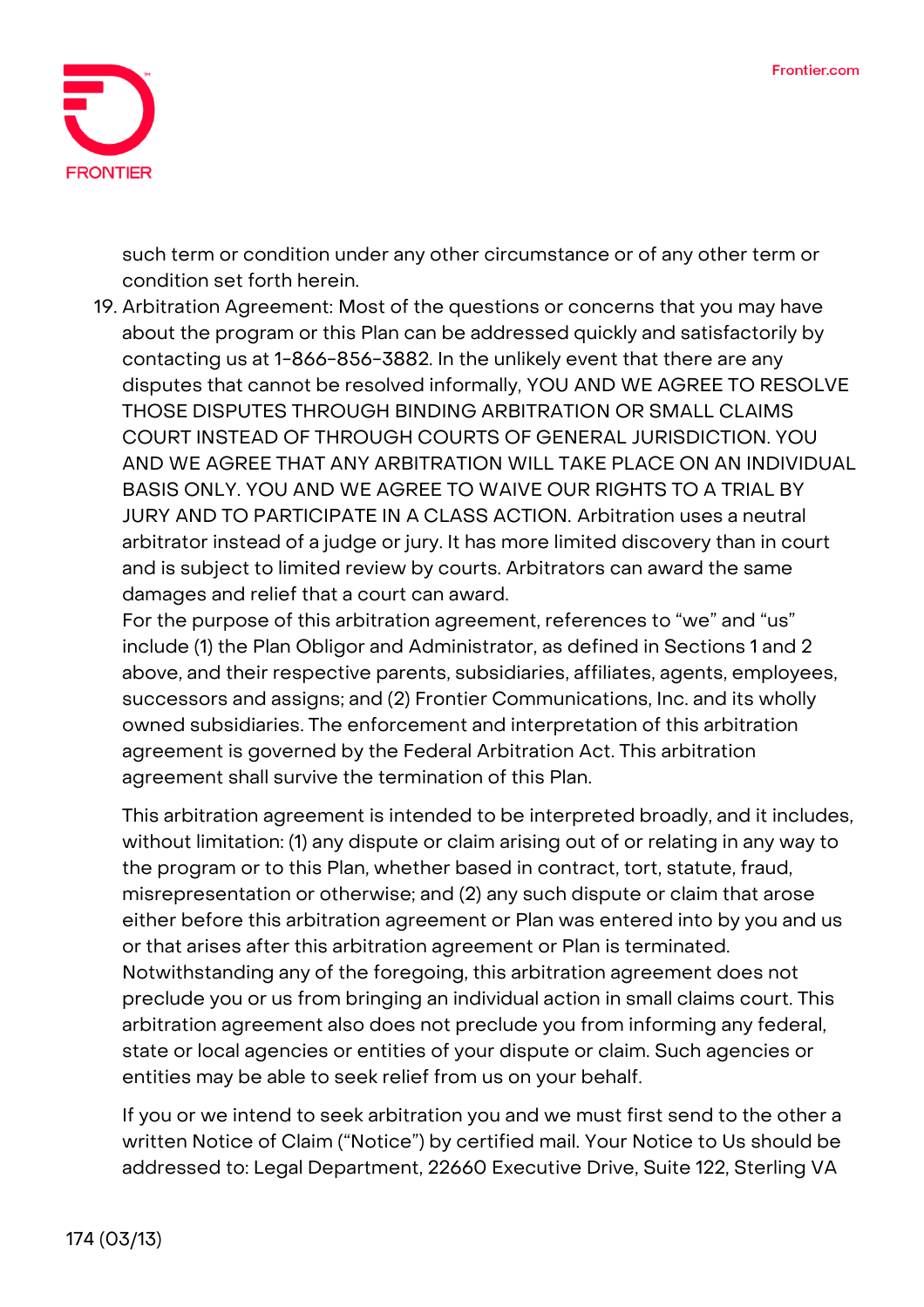such term or condition under any other circumstance or of any other term or condition set forth herein.

19. Arbitration Agreement: Most of the questions or concerns that you may have about the program or this Plan can be addressed quickly and satisfactorily by contacting us at 1-866-856-3882. In the unlikely event that there are any disputes that cannot be resolved informally, YOU AND WE AGREE TO RESOLVE THOSE DISPUTES THROUGH BINDING ARBITRATION OR SMALL CLAIMS COURT INSTEAD OF THROUGH COURTS OF GENERAL JURISDICTION. YOU AND WE AGREE THAT ANY ARBITRATION WILL TAKE PLACE ON AN INDIVIDUAL BASIS ONLY. YOU AND WE AGREE TO WAIVE OUR RIGHTS TO A TRIAL BY JURY AND TO PARTICIPATE IN A CLASS ACTION. Arbitration uses a neutral arbitrator instead of a judge or jury. It has more limited discovery than in court and is subject to limited review by courts. Arbitrators can award the same damages and relief that a court can award.
For the purpose of this arbitration agreement, references to "we" and "us" include (1) the Plan Obligor and Administrator, as defined in Sections 1 and 2 above, and their respective parents, subsidiaries, affiliates, agents, employees, successors and assigns; and (2) Frontier Communications, Inc. and its wholly owned subsidiaries. The enforcement and interpretation of this arbitration agreement is governed by the Federal Arbitration Act. This arbitration agreement shall survive the termination of this Plan.

    This arbitration agreement is intended to be interpreted broadly, and it includes, without limitation: (1) any dispute or claim arising out of or relating in any way to the program or to this Plan, whether based in contract, tort, statute, fraud, misrepresentation or otherwise; and (2) any such dispute or claim that arose either before this arbitration agreement or Plan was entered into by you and us or that arises after this arbitration agreement or Plan is terminated. Notwithstanding any of the foregoing, this arbitration agreement does not preclude you or us from bringing an individual action in small claims court. This arbitration agreement also does not preclude you from informing any federal, state or local agencies or entities of your dispute or claim. Such agencies or entities may be able to seek relief from us on your behalf.

    If you or we intend to seek arbitration you and we must first send to the other a written Notice of Claim ("Notice") by certified mail. Your Notice to Us should be addressed to: Legal Department, 22660 Executive Drive, Suite 122, Sterling VA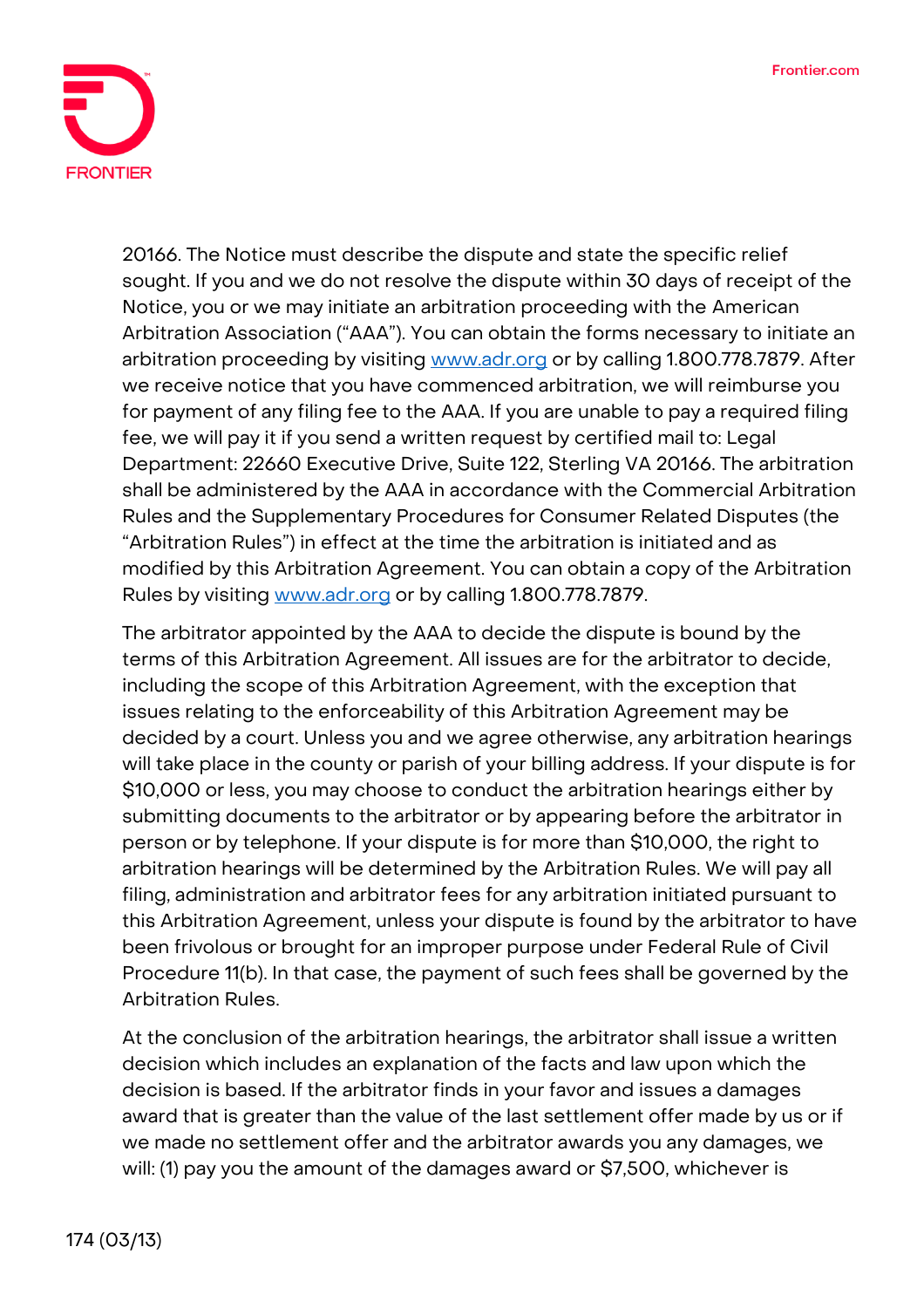20166. The Notice must describe the dispute and state the specific relief sought. If you and we do not resolve the dispute within 30 days of receipt of the Notice, you or we may initiate an arbitration proceeding with the American Arbitration Association ("AAA"). You can obtain the forms necessary to initiate an arbitration proceeding by visiting [www.adr.org](www.adr.org) or by calling 1.800.778.7879. After we receive notice that you have commenced arbitration, we will reimburse you for payment of any filing fee to the AAA. If you are unable to pay a required filing fee, we will pay it if you send a written request by certified mail to: Legal Department: 22660 Executive Drive, Suite 122, Sterling VA 20166. The arbitration shall be administered by the AAA in accordance with the Commercial Arbitration Rules and the Supplementary Procedures for Consumer Related Disputes (the "Arbitration Rules") in effect at the time the arbitration is initiated and as modified by this Arbitration Agreement. You can obtain a copy of the Arbitration Rules by visiting [www.adr.org](www.adr.org) or by calling 1.800.778.7879.

The arbitrator appointed by the AAA to decide the dispute is bound by the terms of this Arbitration Agreement. All issues are for the arbitrator to decide, including the scope of this Arbitration Agreement, with the exception that issues relating to the enforceability of this Arbitration Agreement may be decided by a court. Unless you and we agree otherwise, any arbitration hearings will take place in the county or parish of your billing address. If your dispute is for $10,000 or less, you may choose to conduct the arbitration hearings either by submitting documents to the arbitrator or by appearing before the arbitrator in person or by telephone. If your dispute is for more than $10,000, the right to arbitration hearings will be determined by the Arbitration Rules. We will pay all filing, administration and arbitrator fees for any arbitration initiated pursuant to this Arbitration Agreement, unless your dispute is found by the arbitrator to have been frivolous or brought for an improper purpose under Federal Rule of Civil Procedure 11(b). In that case, the payment of such fees shall be governed by the Arbitration Rules.

At the conclusion of the arbitration hearings, the arbitrator shall issue a written decision which includes an explanation of the facts and law upon which the decision is based. If the arbitrator finds in your favor and issues a damages award that is greater than the value of the last settlement offer made by us or if we made no settlement offer and the arbitrator awards you any damages, we will: (1) pay you the amount of the damages award or $7,500, whichever is

174 (03/13)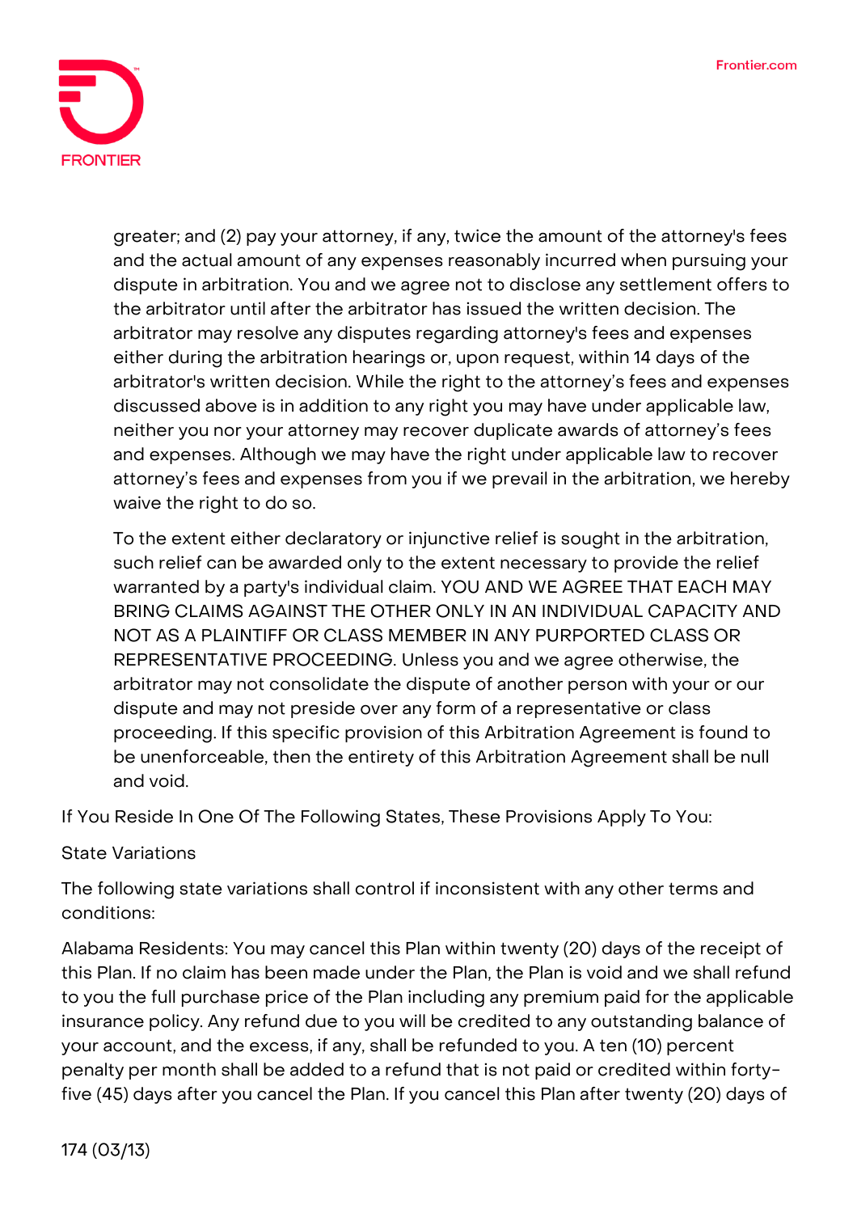greater; and (2) pay your attorney, if any, twice the amount of the attorney's fees and the actual amount of any expenses reasonably incurred when pursuing your dispute in arbitration. You and we agree not to disclose any settlement offers to the arbitrator until after the arbitrator has issued the written decision. The arbitrator may resolve any disputes regarding attorney's fees and expenses either during the arbitration hearings or, upon request, within 14 days of the arbitrator's written decision. While the right to the attorney's fees and expenses discussed above is in addition to any right you may have under applicable law, neither you nor your attorney may recover duplicate awards of attorney's fees and expenses. Although we may have the right under applicable law to recover attorney's fees and expenses from you if we prevail in the arbitration, we hereby waive the right to do so.

To the extent either declaratory or injunctive relief is sought in the arbitration, such relief can be awarded only to the extent necessary to provide the relief warranted by a party's individual claim. YOU AND WE AGREE THAT EACH MAY BRING CLAIMS AGAINST THE OTHER ONLY IN AN INDIVIDUAL CAPACITY AND NOT AS A PLAINTIFF OR CLASS MEMBER IN ANY PURPORTED CLASS OR REPRESENTATIVE PROCEEDING. Unless you and we agree otherwise, the arbitrator may not consolidate the dispute of another person with your or our dispute and may not preside over any form of a representative or class proceeding. If this specific provision of this Arbitration Agreement is found to be unenforceable, then the entirety of this Arbitration Agreement shall be null and void.

If You Reside In One Of The Following States, These Provisions Apply To You:

State Variations

The following state variations shall control if inconsistent with any other terms and conditions:

Alabama Residents: You may cancel this Plan within twenty (20) days of the receipt of this Plan. If no claim has been made under the Plan, the Plan is void and we shall refund to you the full purchase price of the Plan including any premium paid for the applicable insurance policy. Any refund due to you will be credited to any outstanding balance of your account, and the excess, if any, shall be refunded to you. A ten (10) percent penalty per month shall be added to a refund that is not paid or credited within forty-five (45) days after you cancel the Plan. If you cancel this Plan after twenty (20) days of

174 (03/13)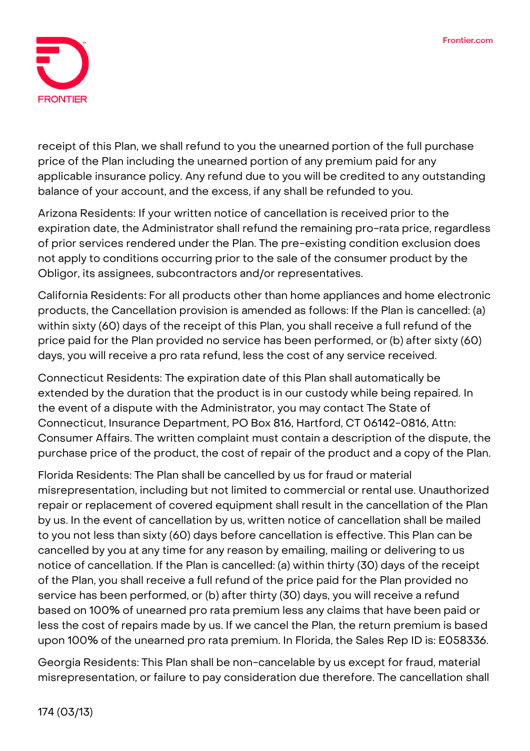receipt of this Plan, we shall refund to you the unearned portion of the full purchase price of the Plan including the unearned portion of any premium paid for any applicable insurance policy. Any refund due to you will be credited to any outstanding balance of your account, and the excess, if any shall be refunded to you.

Arizona Residents: If your written notice of cancellation is received prior to the expiration date, the Administrator shall refund the remaining pro-rata price, regardless of prior services rendered under the Plan. The pre-existing condition exclusion does not apply to conditions occurring prior to the sale of the consumer product by the Obligor, its assignees, subcontractors and/or representatives.

California Residents: For all products other than home appliances and home electronic products, the Cancellation provision is amended as follows: If the Plan is cancelled: (a) within sixty (60) days of the receipt of this Plan, you shall receive a full refund of the price paid for the Plan provided no service has been performed, or (b) after sixty (60) days, you will receive a pro rata refund, less the cost of any service received.

Connecticut Residents: The expiration date of this Plan shall automatically be extended by the duration that the product is in our custody while being repaired. In the event of a dispute with the Administrator, you may contact The State of Connecticut, Insurance Department, PO Box 816, Hartford, CT 06142-0816, Attn: Consumer Affairs. The written complaint must contain a description of the dispute, the purchase price of the product, the cost of repair of the product and a copy of the Plan.

Florida Residents: The Plan shall be cancelled by us for fraud or material misrepresentation, including but not limited to commercial or rental use. Unauthorized repair or replacement of covered equipment shall result in the cancellation of the Plan by us. In the event of cancellation by us, written notice of cancellation shall be mailed to you not less than sixty (60) days before cancellation is effective. This Plan can be cancelled by you at any time for any reason by emailing, mailing or delivering to us notice of cancellation. If the Plan is cancelled: (a) within thirty (30) days of the receipt of the Plan, you shall receive a full refund of the price paid for the Plan provided no service has been performed, or (b) after thirty (30) days, you will receive a refund based on 100% of unearned pro rata premium less any claims that have been paid or less the cost of repairs made by us. If we cancel the Plan, the return premium is based upon 100% of the unearned pro rata premium. In Florida, the Sales Rep ID is: E058336.

Georgia Residents: This Plan shall be non-cancelable by us except for fraud, material misrepresentation, or failure to pay consideration due therefore. The cancellation shall

174 (03/13)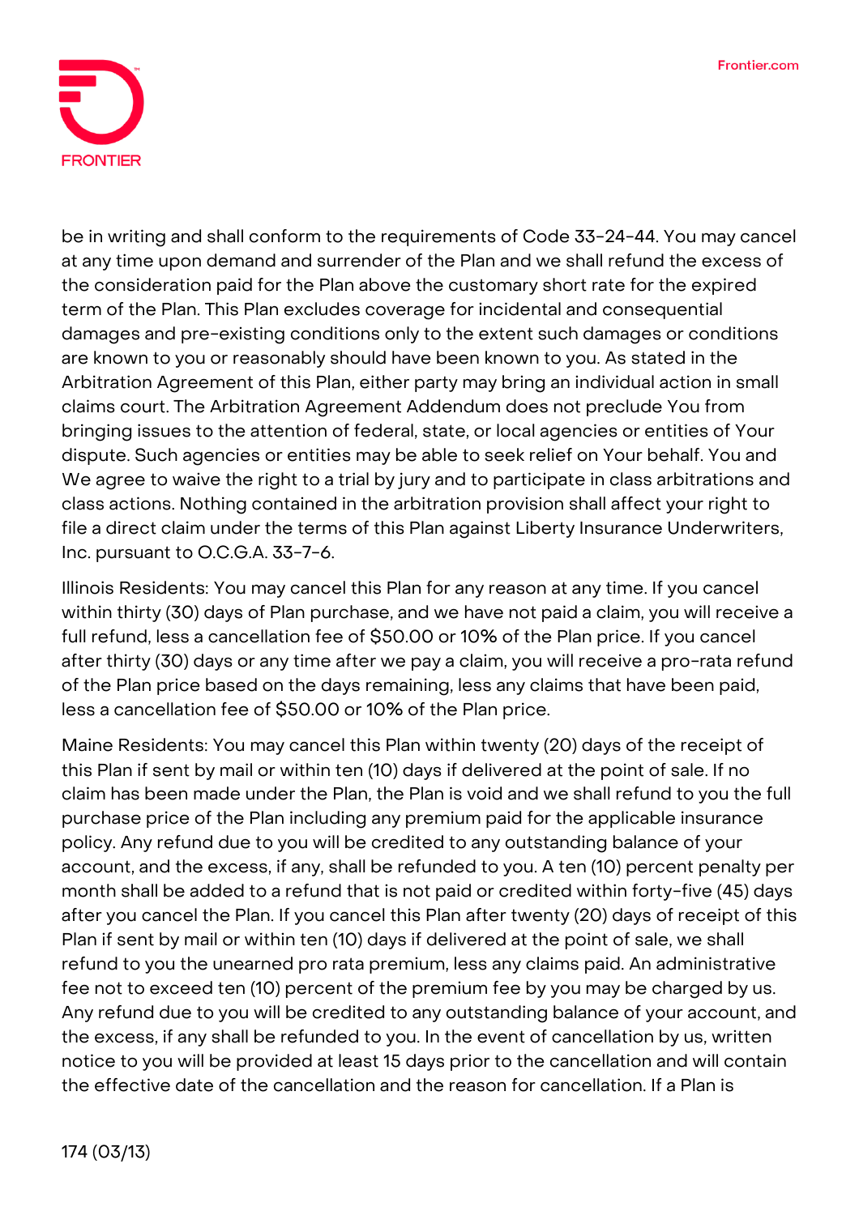be in writing and shall conform to the requirements of Code 33-24-44. You may cancel at any time upon demand and surrender of the Plan and we shall refund the excess of the consideration paid for the Plan above the customary short rate for the expired term of the Plan. This Plan excludes coverage for incidental and consequential damages and pre-existing conditions only to the extent such damages or conditions are known to you or reasonably should have been known to you. As stated in the Arbitration Agreement of this Plan, either party may bring an individual action in small claims court. The Arbitration Agreement Addendum does not preclude You from bringing issues to the attention of federal, state, or local agencies or entities of Your dispute. Such agencies or entities may be able to seek relief on Your behalf. You and We agree to waive the right to a trial by jury and to participate in class arbitrations and class actions. Nothing contained in the arbitration provision shall affect your right to file a direct claim under the terms of this Plan against Liberty Insurance Underwriters, Inc. pursuant to O.C.G.A. 33-7-6.

Illinois Residents: You may cancel this Plan for any reason at any time. If you cancel within thirty (30) days of Plan purchase, and we have not paid a claim, you will receive a full refund, less a cancellation fee of $50.00 or 10% of the Plan price. If you cancel after thirty (30) days or any time after we pay a claim, you will receive a pro-rata refund of the Plan price based on the days remaining, less any claims that have been paid, less a cancellation fee of $50.00 or 10% of the Plan price.

Maine Residents: You may cancel this Plan within twenty (20) days of the receipt of this Plan if sent by mail or within ten (10) days if delivered at the point of sale. If no claim has been made under the Plan, the Plan is void and we shall refund to you the full purchase price of the Plan including any premium paid for the applicable insurance policy. Any refund due to you will be credited to any outstanding balance of your account, and the excess, if any, shall be refunded to you. A ten (10) percent penalty per month shall be added to a refund that is not paid or credited within forty-five (45) days after you cancel the Plan. If you cancel this Plan after twenty (20) days of receipt of this Plan if sent by mail or within ten (10) days if delivered at the point of sale, we shall refund to you the unearned pro rata premium, less any claims paid. An administrative fee not to exceed ten (10) percent of the premium fee by you may be charged by us. Any refund due to you will be credited to any outstanding balance of your account, and the excess, if any shall be refunded to you. In the event of cancellation by us, written notice to you will be provided at least 15 days prior to the cancellation and will contain the effective date of the cancellation and the reason for cancellation. If a Plan is

174 (03/13)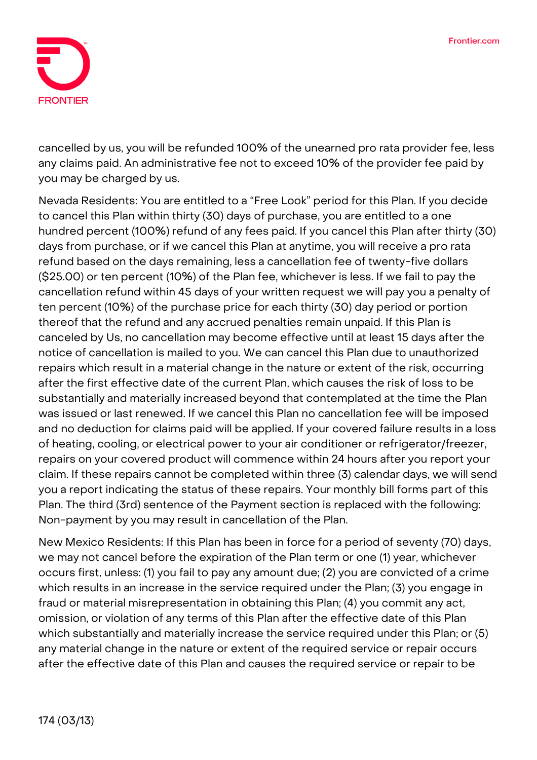cancelled by us, you will be refunded 100% of the unearned pro rata provider fee, less any claims paid. An administrative fee not to exceed 10% of the provider fee paid by you may be charged by us.

Nevada Residents: You are entitled to a "Free Look" period for this Plan. If you decide to cancel this Plan within thirty (30) days of purchase, you are entitled to a one hundred percent (100%) refund of any fees paid. If you cancel this Plan after thirty (30) days from purchase, or if we cancel this Plan at anytime, you will receive a pro rata refund based on the days remaining, less a cancellation fee of twenty-five dollars ($25.00) or ten percent (10%) of the Plan fee, whichever is less. If we fail to pay the cancellation refund within 45 days of your written request we will pay you a penalty of ten percent (10%) of the purchase price for each thirty (30) day period or portion thereof that the refund and any accrued penalties remain unpaid. If this Plan is canceled by Us, no cancellation may become effective until at least 15 days after the notice of cancellation is mailed to you. We can cancel this Plan due to unauthorized repairs which result in a material change in the nature or extent of the risk, occurring after the first effective date of the current Plan, which causes the risk of loss to be substantially and materially increased beyond that contemplated at the time the Plan was issued or last renewed. If we cancel this Plan no cancellation fee will be imposed and no deduction for claims paid will be applied. If your covered failure results in a loss of heating, cooling, or electrical power to your air conditioner or refrigerator/freezer, repairs on your covered product will commence within 24 hours after you report your claim. If these repairs cannot be completed within three (3) calendar days, we will send you a report indicating the status of these repairs. Your monthly bill forms part of this Plan. The third (3rd) sentence of the Payment section is replaced with the following: Non-payment by you may result in cancellation of the Plan.

New Mexico Residents: If this Plan has been in force for a period of seventy (70) days, we may not cancel before the expiration of the Plan term or one (1) year, whichever occurs first, unless: (1) you fail to pay any amount due; (2) you are convicted of a crime which results in an increase in the service required under the Plan; (3) you engage in fraud or material misrepresentation in obtaining this Plan; (4) you commit any act, omission, or violation of any terms of this Plan after the effective date of this Plan which substantially and materially increase the service required under this Plan; or (5) any material change in the nature or extent of the required service or repair occurs after the effective date of this Plan and causes the required service or repair to be

174 (03/13)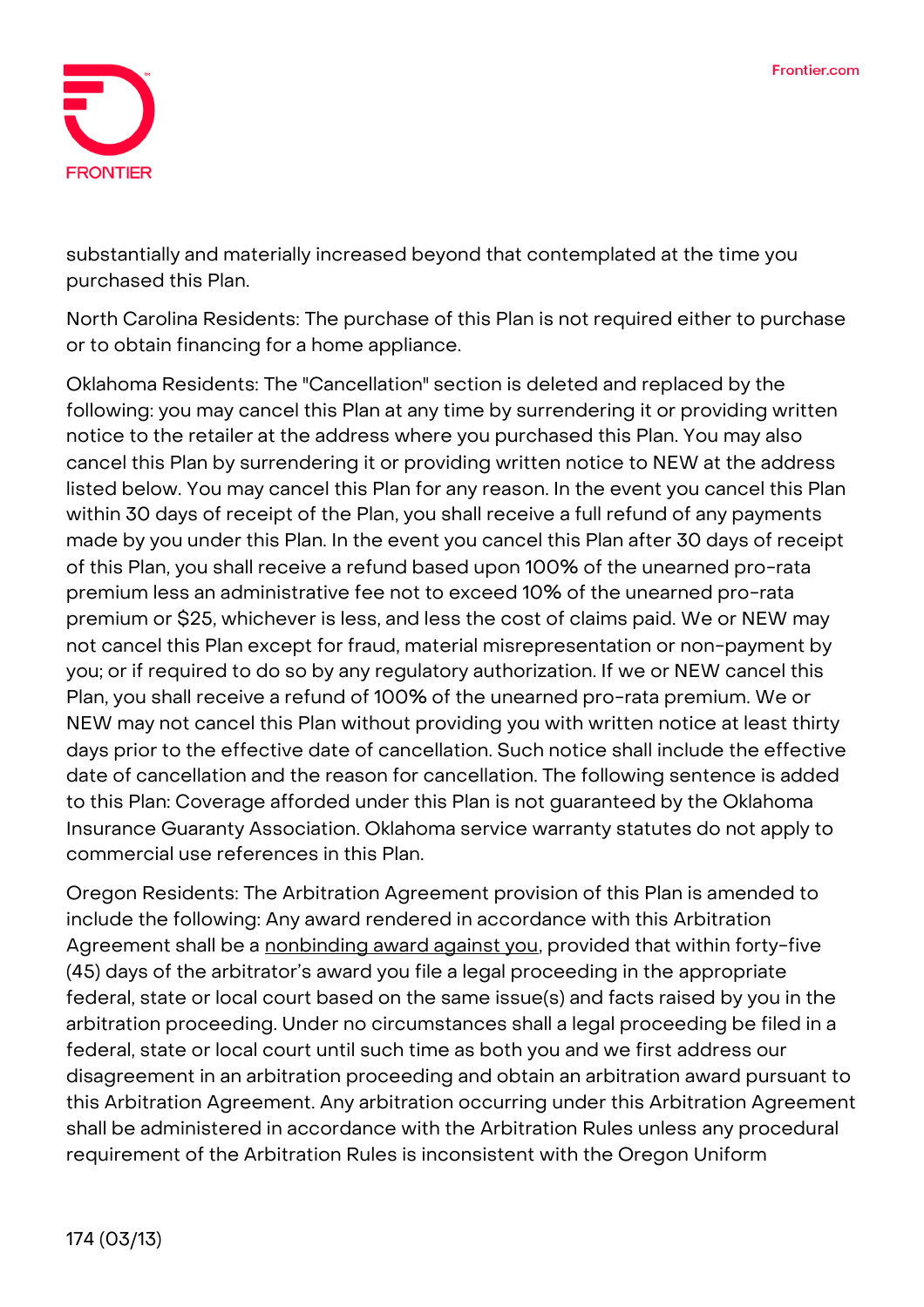substantially and materially increased beyond that contemplated at the time you purchased this Plan.

North Carolina Residents: The purchase of this Plan is not required either to purchase or to obtain financing for a home appliance.

Oklahoma Residents: The "Cancellation" section is deleted and replaced by the following: you may cancel this Plan at any time by surrendering it or providing written notice to the retailer at the address where you purchased this Plan. You may also cancel this Plan by surrendering it or providing written notice to NEW at the address listed below. You may cancel this Plan for any reason. In the event you cancel this Plan within 30 days of receipt of the Plan, you shall receive a full refund of any payments made by you under this Plan. In the event you cancel this Plan after 30 days of receipt of this Plan, you shall receive a refund based upon 100% of the unearned pro-rata premium less an administrative fee not to exceed 10% of the unearned pro-rata premium or $25, whichever is less, and less the cost of claims paid. We or NEW may not cancel this Plan except for fraud, material misrepresentation or non-payment by you; or if required to do so by any regulatory authorization. If we or NEW cancel this Plan, you shall receive a refund of 100% of the unearned pro-rata premium. We or NEW may not cancel this Plan without providing you with written notice at least thirty days prior to the effective date of cancellation. Such notice shall include the effective date of cancellation and the reason for cancellation. The following sentence is added to this Plan: Coverage afforded under this Plan is not guaranteed by the Oklahoma Insurance Guaranty Association. Oklahoma service warranty statutes do not apply to commercial use references in this Plan.

Oregon Residents: The Arbitration Agreement provision of this Plan is amended to include the following: Any award rendered in accordance with this Arbitration Agreement shall be a nonbinding award against you, provided that within forty-five (45) days of the arbitrator's award you file a legal proceeding in the appropriate federal, state or local court based on the same issue(s) and facts raised by you in the arbitration proceeding. Under no circumstances shall a legal proceeding be filed in a federal, state or local court until such time as both you and we first address our disagreement in an arbitration proceeding and obtain an arbitration award pursuant to this Arbitration Agreement. Any arbitration occurring under this Arbitration Agreement shall be administered in accordance with the Arbitration Rules unless any procedural requirement of the Arbitration Rules is inconsistent with the Oregon Uniform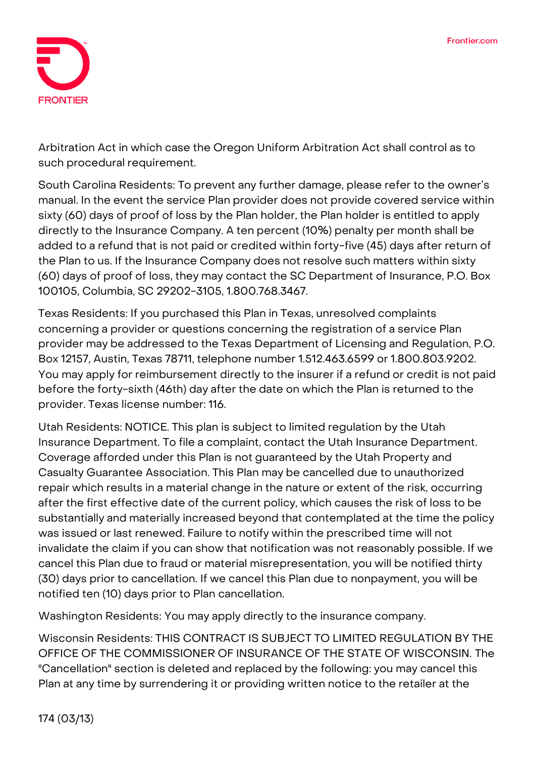Arbitration Act in which case the Oregon Uniform Arbitration Act shall control as to such procedural requirement.

South Carolina Residents: To prevent any further damage, please refer to the owner's manual. In the event the service Plan provider does not provide covered service within sixty (60) days of proof of loss by the Plan holder, the Plan holder is entitled to apply directly to the Insurance Company. A ten percent (10%) penalty per month shall be added to a refund that is not paid or credited within forty-five (45) days after return of the Plan to us. If the Insurance Company does not resolve such matters within sixty (60) days of proof of loss, they may contact the SC Department of Insurance, P.O. Box 100105, Columbia, SC 29202-3105, 1.800.768.3467.

Texas Residents: If you purchased this Plan in Texas, unresolved complaints concerning a provider or questions concerning the registration of a service Plan provider may be addressed to the Texas Department of Licensing and Regulation, P.O. Box 12157, Austin, Texas 78711, telephone number 1.512.463.6599 or 1.800.803.9202. You may apply for reimbursement directly to the insurer if a refund or credit is not paid before the forty-sixth (46th) day after the date on which the Plan is returned to the provider. Texas license number: 116.

Utah Residents: NOTICE. This plan is subject to limited regulation by the Utah Insurance Department. To file a complaint, contact the Utah Insurance Department. Coverage afforded under this Plan is not guaranteed by the Utah Property and Casualty Guarantee Association. This Plan may be cancelled due to unauthorized repair which results in a material change in the nature or extent of the risk, occurring after the first effective date of the current policy, which causes the risk of loss to be substantially and materially increased beyond that contemplated at the time the policy was issued or last renewed. Failure to notify within the prescribed time will not invalidate the claim if you can show that notification was not reasonably possible. If we cancel this Plan due to fraud or material misrepresentation, you will be notified thirty (30) days prior to cancellation. If we cancel this Plan due to nonpayment, you will be notified ten (10) days prior to Plan cancellation.

Washington Residents: You may apply directly to the insurance company.

Wisconsin Residents: THIS CONTRACT IS SUBJECT TO LIMITED REGULATION BY THE OFFICE OF THE COMMISSIONER OF INSURANCE OF THE STATE OF WISCONSIN. The "Cancellation" section is deleted and replaced by the following: you may cancel this Plan at any time by surrendering it or providing written notice to the retailer at the

174 (03/13)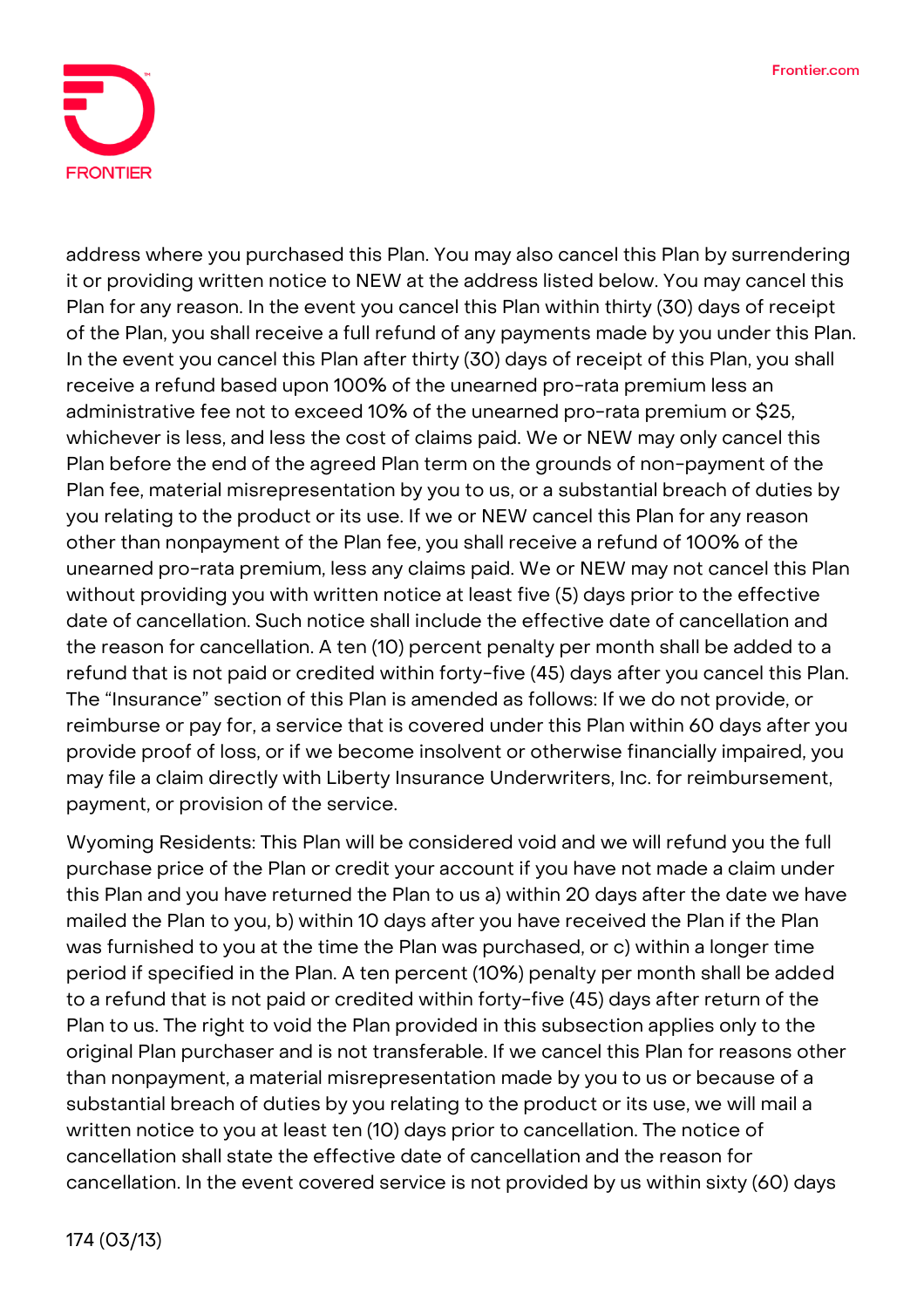address where you purchased this Plan. You may also cancel this Plan by surrendering it or providing written notice to NEW at the address listed below. You may cancel this Plan for any reason. In the event you cancel this Plan within thirty (30) days of receipt of the Plan, you shall receive a full refund of any payments made by you under this Plan. In the event you cancel this Plan after thirty (30) days of receipt of this Plan, you shall receive a refund based upon 100% of the unearned pro-rata premium less an administrative fee not to exceed 10% of the unearned pro-rata premium or $25, whichever is less, and less the cost of claims paid. We or NEW may only cancel this Plan before the end of the agreed Plan term on the grounds of non-payment of the Plan fee, material misrepresentation by you to us, or a substantial breach of duties by you relating to the product or its use. If we or NEW cancel this Plan for any reason other than nonpayment of the Plan fee, you shall receive a refund of 100% of the unearned pro-rata premium, less any claims paid. We or NEW may not cancel this Plan without providing you with written notice at least five (5) days prior to the effective date of cancellation. Such notice shall include the effective date of cancellation and the reason for cancellation. A ten (10) percent penalty per month shall be added to a refund that is not paid or credited within forty-five (45) days after you cancel this Plan. The "Insurance" section of this Plan is amended as follows: If we do not provide, or reimburse or pay for, a service that is covered under this Plan within 60 days after you provide proof of loss, or if we become insolvent or otherwise financially impaired, you may file a claim directly with Liberty Insurance Underwriters, Inc. for reimbursement, payment, or provision of the service.

Wyoming Residents: This Plan will be considered void and we will refund you the full purchase price of the Plan or credit your account if you have not made a claim under this Plan and you have returned the Plan to us a) within 20 days after the date we have mailed the Plan to you, b) within 10 days after you have received the Plan if the Plan was furnished to you at the time the Plan was purchased, or c) within a longer time period if specified in the Plan. A ten percent (10%) penalty per month shall be added to a refund that is not paid or credited within forty-five (45) days after return of the Plan to us. The right to void the Plan provided in this subsection applies only to the original Plan purchaser and is not transferable. If we cancel this Plan for reasons other than nonpayment, a material misrepresentation made by you to us or because of a substantial breach of duties by you relating to the product or its use, we will mail a written notice to you at least ten (10) days prior to cancellation. The notice of cancellation shall state the effective date of cancellation and the reason for cancellation. In the event covered service is not provided by us within sixty (60) days

174 (03/13)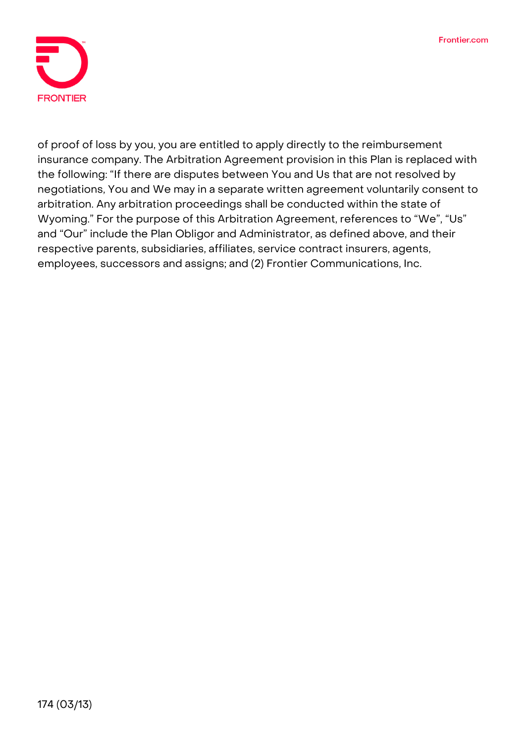of proof of loss by you, you are entitled to apply directly to the reimbursement insurance company. The Arbitration Agreement provision in this Plan is replaced with the following: "If there are disputes between You and Us that are not resolved by negotiations, You and We may in a separate written agreement voluntarily consent to arbitration. Any arbitration proceedings shall be conducted within the state of Wyoming." For the purpose of this Arbitration Agreement, references to "We", "Us" and "Our" include the Plan Obligor and Administrator, as defined above, and their respective parents, subsidiaries, affiliates, service contract insurers, agents, employees, successors and assigns; and (2) Frontier Communications, Inc.

174 (03/13)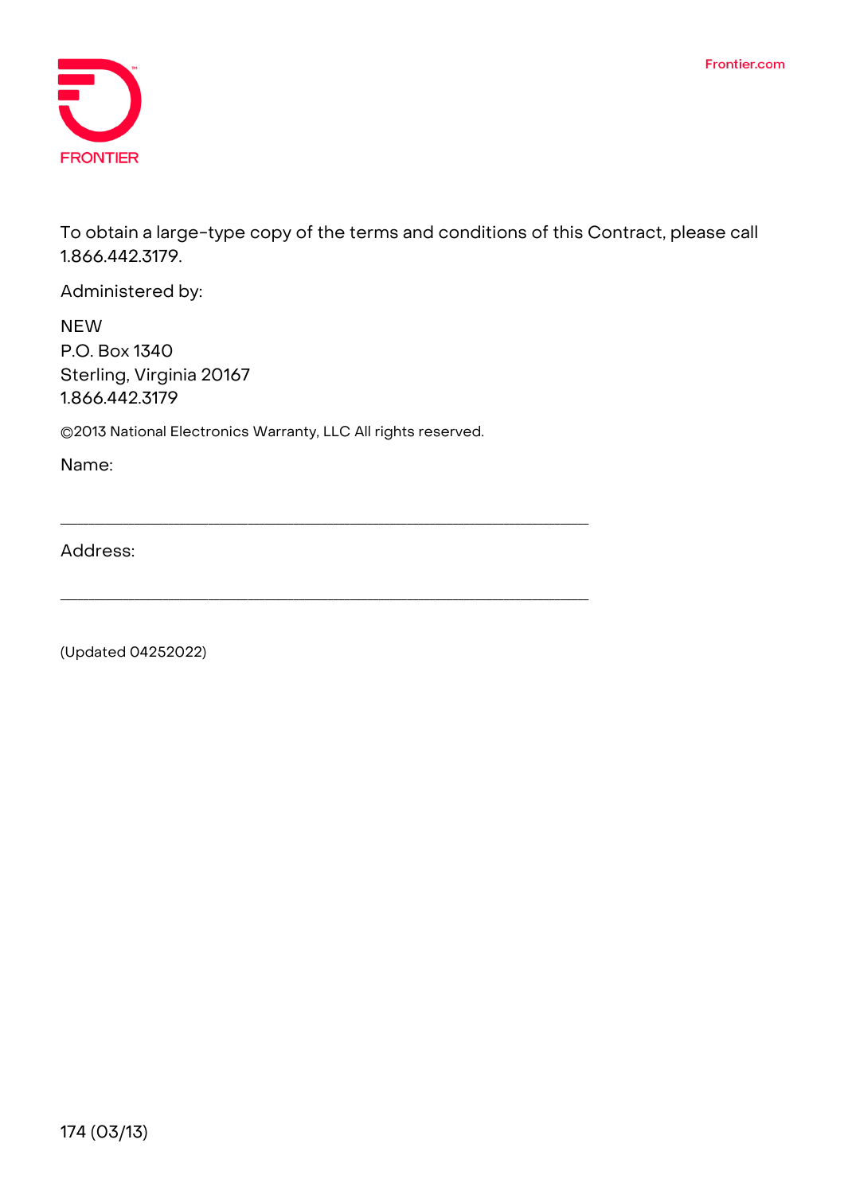FRONTIER

Frontier.com

To obtain a large-type copy of the terms and conditions of this Contract, please call 1.866.442.3179.

Administered by:

NEW
P.O. Box 1340
Sterling, Virginia 20167
1.866.442.3179

©2013 National Electronics Warranty, LLC All rights reserved.

Name:

_______________________________________________________________

Address:

_______________________________________________________________

(Updated 04252022)

174 (03/13)